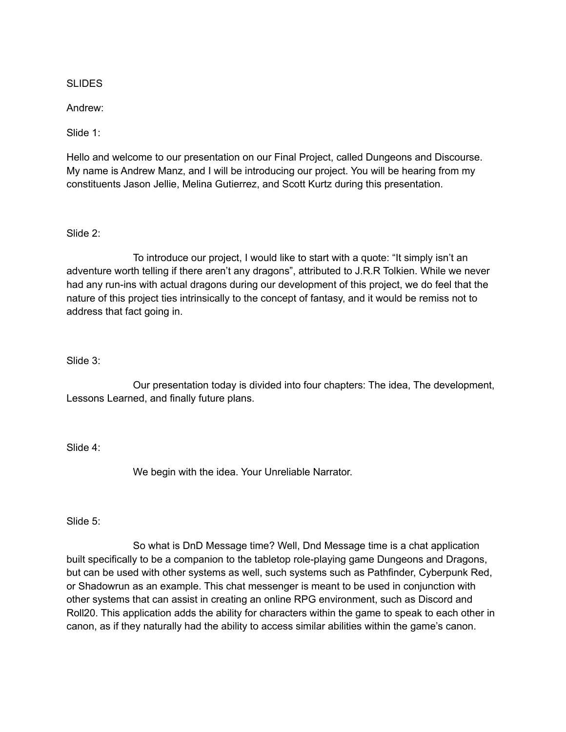SLIDES

Andrew:

Slide 1:

Hello and welcome to our presentation on our Final Project, called Dungeons and Discourse. My name is Andrew Manz, and I will be introducing our project. You will be hearing from my constituents Jason Jellie, Melina Gutierrez, and Scott Kurtz during this presentation.

Slide 2:

To introduce our project, I would like to start with a quote: “It simply isn’t an adventure worth telling if there aren’t any dragons”, attributed to J.R.R Tolkien. While we never had any run-ins with actual dragons during our development of this project, we do feel that the nature of this project ties intrinsically to the concept of fantasy, and it would be remiss not to address that fact going in.

Slide 3:

Our presentation today is divided into four chapters: The idea, The development, Lessons Learned, and finally future plans.

Slide 4:

We begin with the idea. Your Unreliable Narrator.

Slide 5:

So what is DnD Message time? Well, Dnd Message time is a chat application built specifically to be a companion to the tabletop role-playing game Dungeons and Dragons, but can be used with other systems as well, such systems such as Pathfinder, Cyberpunk Red, or Shadowrun as an example. This chat messenger is meant to be used in conjunction with other systems that can assist in creating an online RPG environment, such as Discord and Roll20. This application adds the ability for characters within the game to speak to each other in canon, as if they naturally had the ability to access similar abilities within the game’s canon.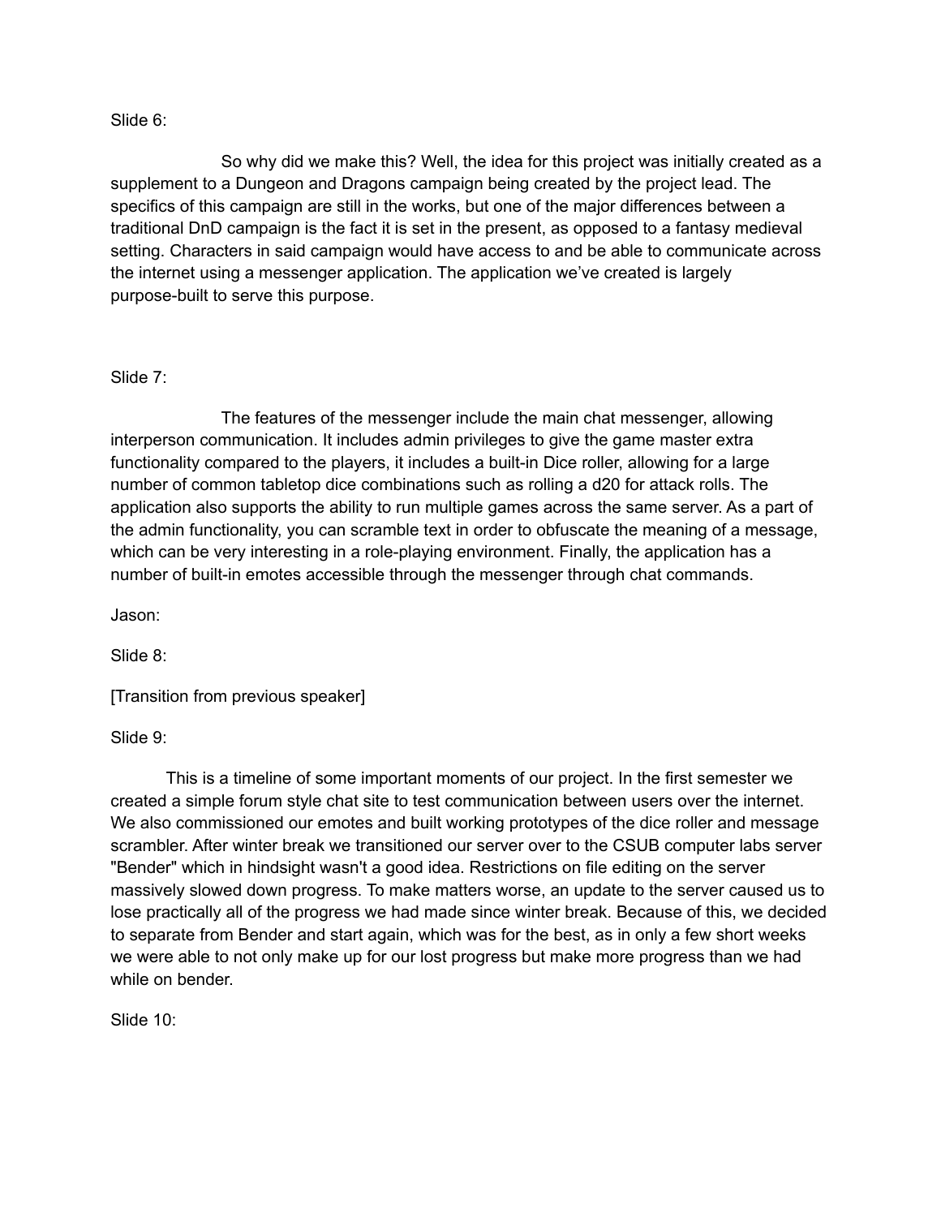Slide 6:

So why did we make this? Well, the idea for this project was initially created as a supplement to a Dungeon and Dragons campaign being created by the project lead. The specifics of this campaign are still in the works, but one of the major differences between a traditional DnD campaign is the fact it is set in the present, as opposed to a fantasy medieval setting. Characters in said campaign would have access to and be able to communicate across the internet using a messenger application. The application we've created is largely purpose-built to serve this purpose.

Slide 7:

The features of the messenger include the main chat messenger, allowing interperson communication. It includes admin privileges to give the game master extra functionality compared to the players, it includes a built-in Dice roller, allowing for a large number of common tabletop dice combinations such as rolling a d20 for attack rolls. The application also supports the ability to run multiple games across the same server. As a part of the admin functionality, you can scramble text in order to obfuscate the meaning of a message, which can be very interesting in a role-playing environment. Finally, the application has a number of built-in emotes accessible through the messenger through chat commands.

Jason:

Slide 8:

[Transition from previous speaker]

Slide 9:

This is a timeline of some important moments of our project. In the first semester we created a simple forum style chat site to test communication between users over the internet. We also commissioned our emotes and built working prototypes of the dice roller and message scrambler. After winter break we transitioned our server over to the CSUB computer labs server "Bender" which in hindsight wasn't a good idea. Restrictions on file editing on the server massively slowed down progress. To make matters worse, an update to the server caused us to lose practically all of the progress we had made since winter break. Because of this, we decided to separate from Bender and start again, which was for the best, as in only a few short weeks we were able to not only make up for our lost progress but make more progress than we had while on bender.

Slide 10: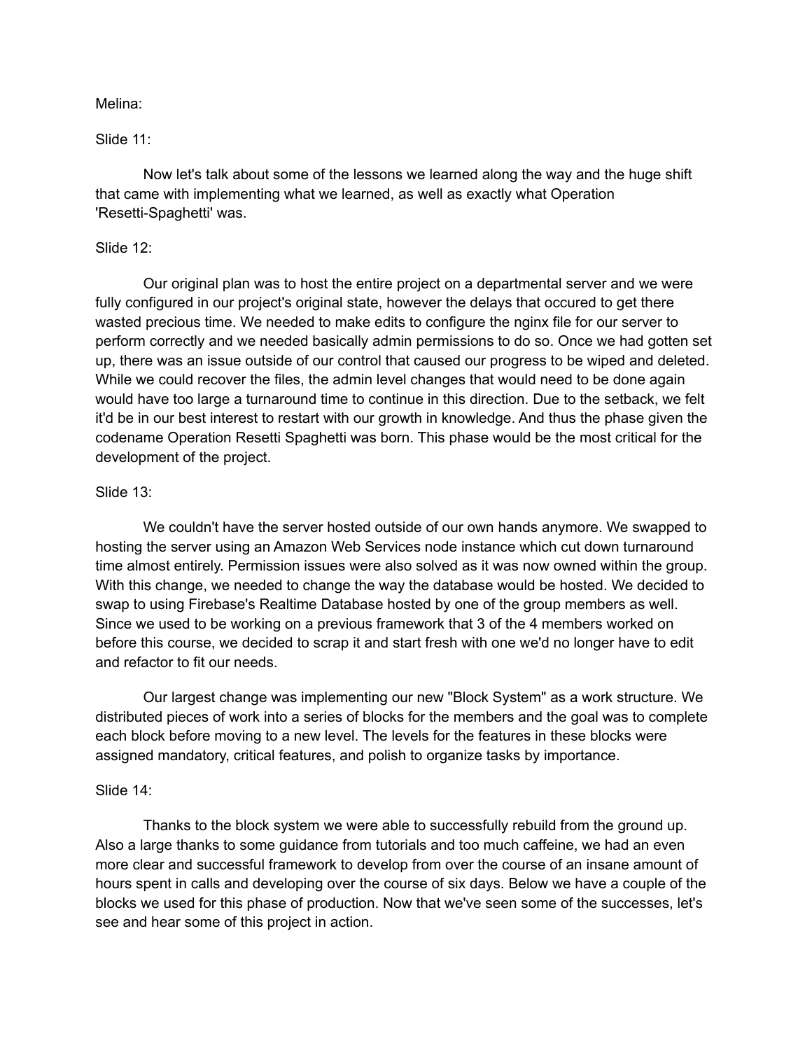Melina:

Slide 11:

Now let's talk about some of the lessons we learned along the way and the huge shift that came with implementing what we learned, as well as exactly what Operation 'Resetti-Spaghetti' was.

Slide 12:

Our original plan was to host the entire project on a departmental server and we were fully configured in our project's original state, however the delays that occured to get there wasted precious time. We needed to make edits to configure the nginx file for our server to perform correctly and we needed basically admin permissions to do so. Once we had gotten set up, there was an issue outside of our control that caused our progress to be wiped and deleted. While we could recover the files, the admin level changes that would need to be done again would have too large a turnaround time to continue in this direction. Due to the setback, we felt it'd be in our best interest to restart with our growth in knowledge. And thus the phase given the codename Operation Resetti Spaghetti was born. This phase would be the most critical for the development of the project.

Slide 13:

We couldn't have the server hosted outside of our own hands anymore. We swapped to hosting the server using an Amazon Web Services node instance which cut down turnaround time almost entirely. Permission issues were also solved as it was now owned within the group. With this change, we needed to change the way the database would be hosted. We decided to swap to using Firebase's Realtime Database hosted by one of the group members as well. Since we used to be working on a previous framework that 3 of the 4 members worked on before this course, we decided to scrap it and start fresh with one we'd no longer have to edit and refactor to fit our needs.

Our largest change was implementing our new "Block System" as a work structure. We distributed pieces of work into a series of blocks for the members and the goal was to complete each block before moving to a new level. The levels for the features in these blocks were assigned mandatory, critical features, and polish to organize tasks by importance.

Slide 14:

Thanks to the block system we were able to successfully rebuild from the ground up. Also a large thanks to some guidance from tutorials and too much caffeine, we had an even more clear and successful framework to develop from over the course of an insane amount of hours spent in calls and developing over the course of six days. Below we have a couple of the blocks we used for this phase of production. Now that we've seen some of the successes, let's see and hear some of this project in action.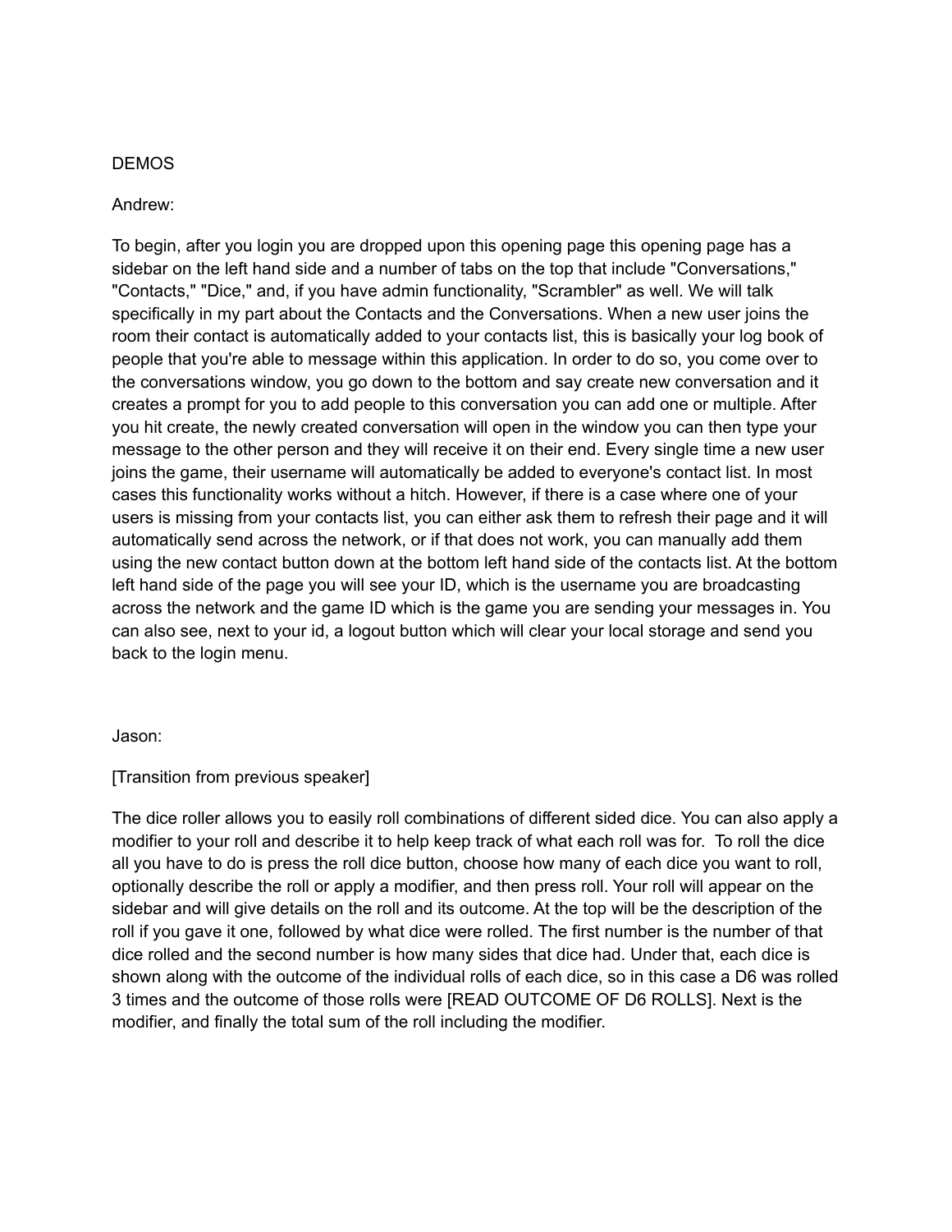DEMOS

Andrew:

To begin, after you login you are dropped upon this opening page this opening page has a sidebar on the left hand side and a number of tabs on the top that include "Conversations," "Contacts," "Dice," and, if you have admin functionality, "Scrambler" as well. We will talk specifically in my part about the Contacts and the Conversations. When a new user joins the room their contact is automatically added to your contacts list, this is basically your log book of people that you're able to message within this application. In order to do so, you come over to the conversations window, you go down to the bottom and say create new conversation and it creates a prompt for you to add people to this conversation you can add one or multiple. After you hit create, the newly created conversation will open in the window you can then type your message to the other person and they will receive it on their end. Every single time a new user joins the game, their username will automatically be added to everyone's contact list. In most cases this functionality works without a hitch. However, if there is a case where one of your users is missing from your contacts list, you can either ask them to refresh their page and it will automatically send across the network, or if that does not work, you can manually add them using the new contact button down at the bottom left hand side of the contacts list. At the bottom left hand side of the page you will see your ID, which is the username you are broadcasting across the network and the game ID which is the game you are sending your messages in. You can also see, next to your id, a logout button which will clear your local storage and send you back to the login menu.

Jason:

[Transition from previous speaker]

The dice roller allows you to easily roll combinations of different sided dice. You can also apply a modifier to your roll and describe it to help keep track of what each roll was for. To roll the dice all you have to do is press the roll dice button, choose how many of each dice you want to roll, optionally describe the roll or apply a modifier, and then press roll. Your roll will appear on the sidebar and will give details on the roll and its outcome. At the top will be the description of the roll if you gave it one, followed by what dice were rolled. The first number is the number of that dice rolled and the second number is how many sides that dice had. Under that, each dice is shown along with the outcome of the individual rolls of each dice, so in this case a D6 was rolled 3 times and the outcome of those rolls were [READ OUTCOME OF D6 ROLLS]. Next is the modifier, and finally the total sum of the roll including the modifier.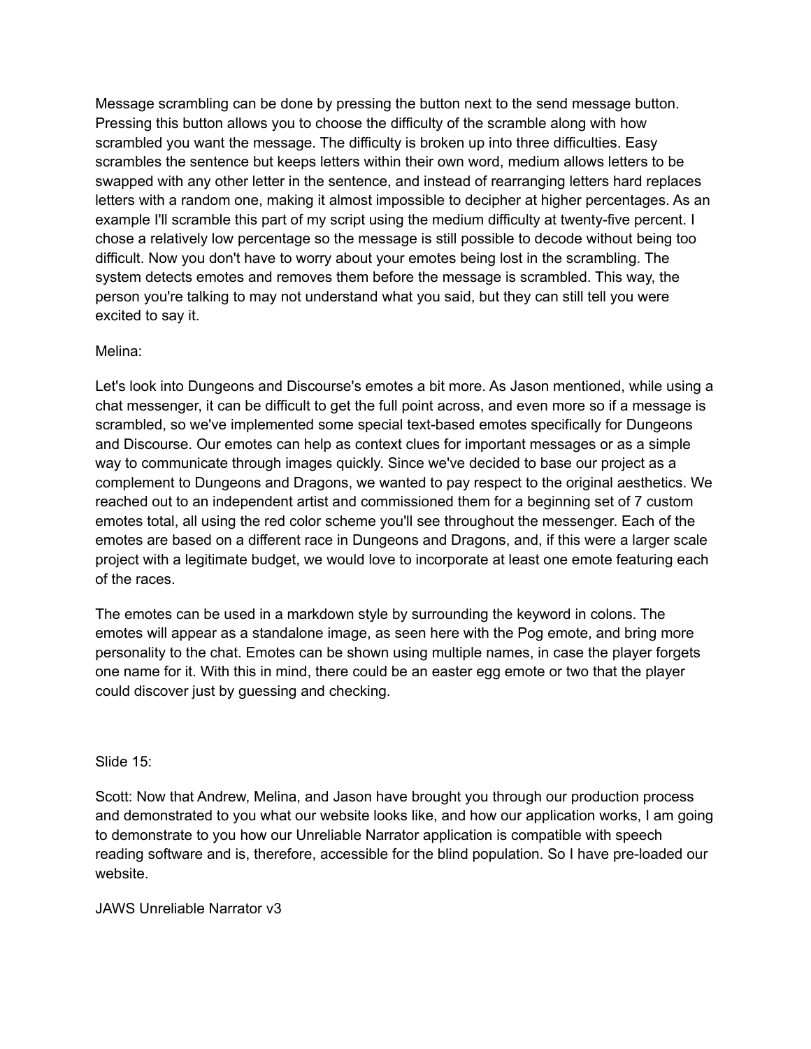Message scrambling can be done by pressing the button next to the send message button. Pressing this button allows you to choose the difficulty of the scramble along with how scrambled you want the message. The difficulty is broken up into three difficulties. Easy scrambles the sentence but keeps letters within their own word, medium allows letters to be swapped with any other letter in the sentence, and instead of rearranging letters hard replaces letters with a random one, making it almost impossible to decipher at higher percentages. As an example I'll scramble this part of my script using the medium difficulty at twenty-five percent. I chose a relatively low percentage so the message is still possible to decode without being too difficult. Now you don't have to worry about your emotes being lost in the scrambling. The system detects emotes and removes them before the message is scrambled. This way, the person you're talking to may not understand what you said, but they can still tell you were excited to say it.

Melina:

Let's look into Dungeons and Discourse's emotes a bit more. As Jason mentioned, while using a chat messenger, it can be difficult to get the full point across, and even more so if a message is scrambled, so we've implemented some special text-based emotes specifically for Dungeons and Discourse. Our emotes can help as context clues for important messages or as a simple way to communicate through images quickly. Since we've decided to base our project as a complement to Dungeons and Dragons, we wanted to pay respect to the original aesthetics. We reached out to an independent artist and commissioned them for a beginning set of 7 custom emotes total, all using the red color scheme you'll see throughout the messenger. Each of the emotes are based on a different race in Dungeons and Dragons, and, if this were a larger scale project with a legitimate budget, we would love to incorporate at least one emote featuring each of the races.

The emotes can be used in a markdown style by surrounding the keyword in colons. The emotes will appear as a standalone image, as seen here with the Pog emote, and bring more personality to the chat. Emotes can be shown using multiple names, in case the player forgets one name for it. With this in mind, there could be an easter egg emote or two that the player could discover just by guessing and checking.

Slide 15:

Scott: Now that Andrew, Melina, and Jason have brought you through our production process and demonstrated to you what our website looks like, and how our application works, I am going to demonstrate to you how our Unreliable Narrator application is compatible with speech reading software and is, therefore, accessible for the blind population. So I have pre-loaded our website.

JAWS Unreliable Narrator v3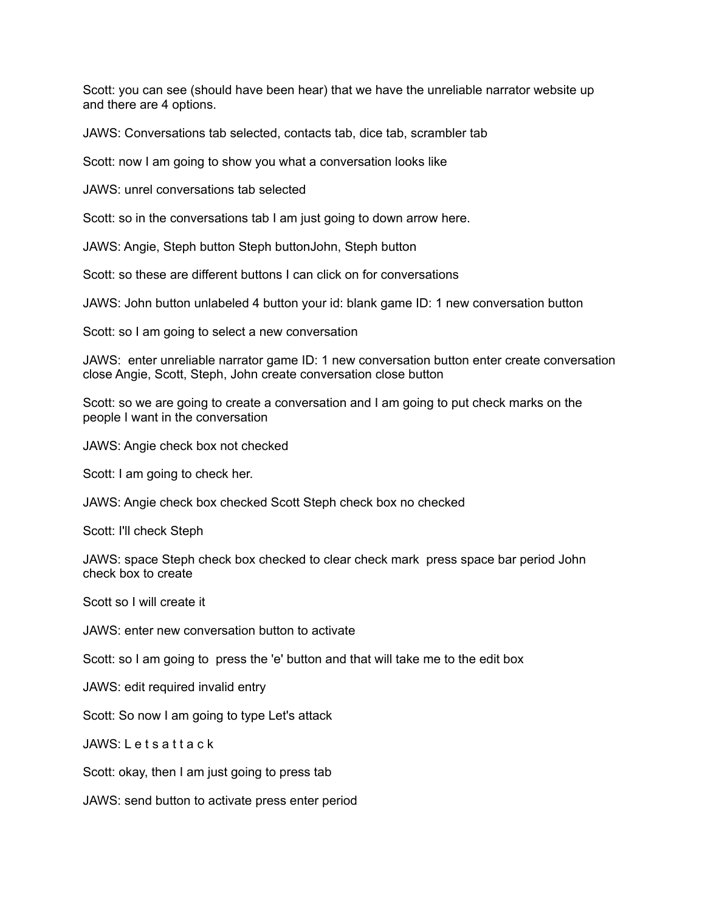Scott: you can see (should have been hear) that we have the unreliable narrator website up and there are 4 options.

JAWS: Conversations tab selected, contacts tab, dice tab, scrambler tab

Scott: now I am going to show you what a conversation looks like

JAWS: unrel conversations tab selected

Scott: so in the conversations tab I am just going to down arrow here.

JAWS: Angie, Steph button Steph buttonJohn, Steph button

Scott: so these are different buttons I can click on for conversations

JAWS: John button unlabeled 4 button your id: blank game ID: 1 new conversation button

Scott: so I am going to select a new conversation

JAWS: enter unreliable narrator game ID: 1 new conversation button enter create conversation close Angie, Scott, Steph, John create conversation close button

Scott: so we are going to create a conversation and I am going to put check marks on the people I want in the conversation

JAWS: Angie check box not checked

Scott: I am going to check her.

JAWS: Angie check box checked Scott Steph check box no checked

Scott: I'll check Steph

JAWS: space Steph check box checked to clear check mark press space bar period John check box to create

Scott so I will create it

JAWS: enter new conversation button to activate

Scott: so I am going to press the 'e' button and that will take me to the edit box

JAWS: edit required invalid entry

Scott: So now I am going to type Let's attack

JAWS: L e t s a t t a c k

Scott: okay, then I am just going to press tab

JAWS: send button to activate press enter period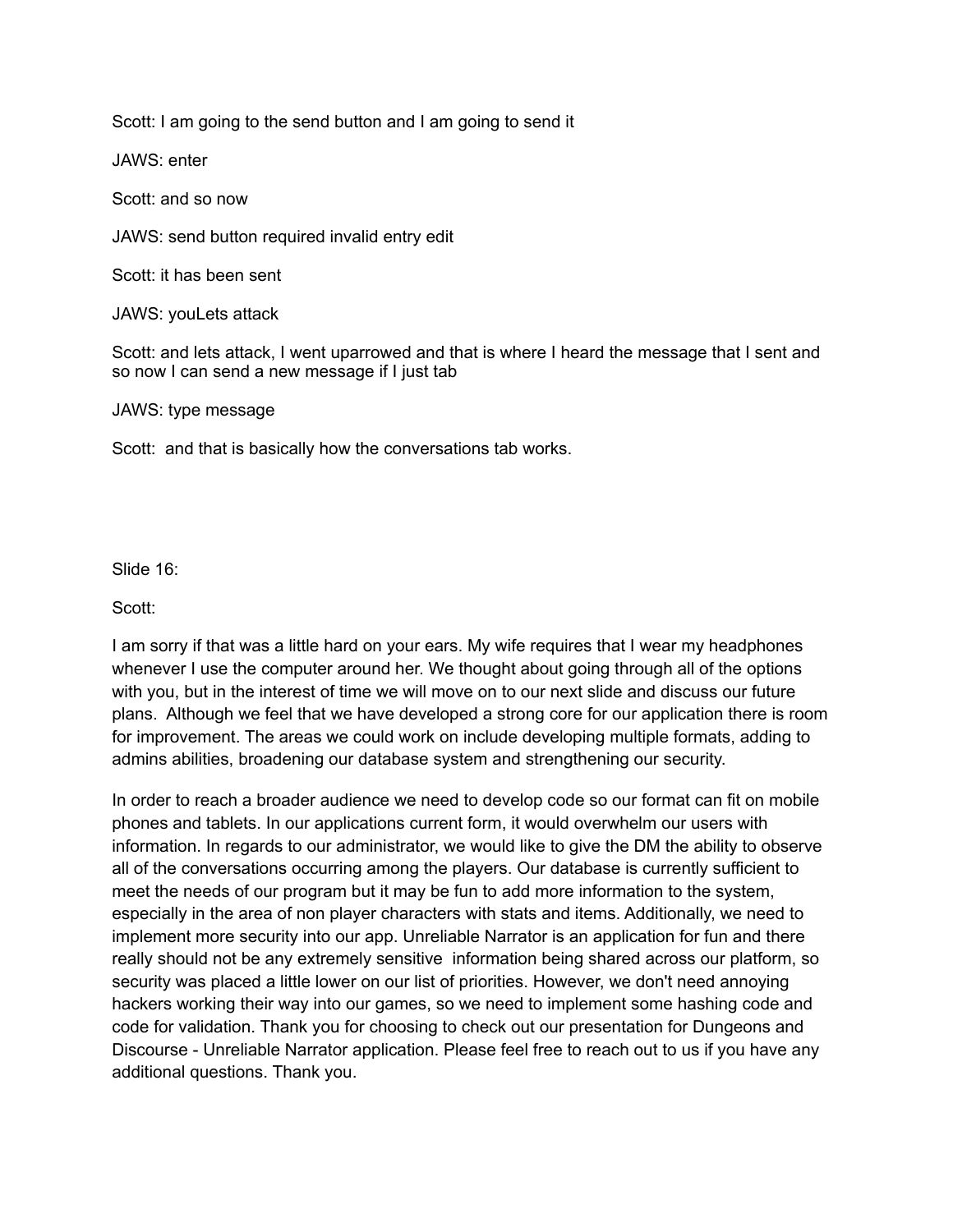Scott: I am going to the send button and I am going to send it

JAWS: enter

Scott: and so now

JAWS: send button required invalid entry edit

Scott: it has been sent

JAWS: youLets attack

Scott: and lets attack, I went uparrowed and that is where I heard the message that I sent and so now I can send a new message if I just tab

JAWS: type message

Scott:  and that is basically how the conversations tab works.

Slide 16:

Scott:

I am sorry if that was a little hard on your ears. My wife requires that I wear my headphones whenever I use the computer around her. We thought about going through all of the options with you, but in the interest of time we will move on to our next slide and discuss our future plans.  Although we feel that we have developed a strong core for our application there is room for improvement. The areas we could work on include developing multiple formats, adding to admins abilities, broadening our database system and strengthening our security.

In order to reach a broader audience we need to develop code so our format can fit on mobile phones and tablets. In our applications current form, it would overwhelm our users with information. In regards to our administrator, we would like to give the DM the ability to observe all of the conversations occurring among the players. Our database is currently sufficient to meet the needs of our program but it may be fun to add more information to the system, especially in the area of non player characters with stats and items. Additionally, we need to implement more security into our app. Unreliable Narrator is an application for fun and there really should not be any extremely sensitive  information being shared across our platform, so security was placed a little lower on our list of priorities. However, we don't need annoying hackers working their way into our games, so we need to implement some hashing code and code for validation. Thank you for choosing to check out our presentation for Dungeons and Discourse - Unreliable Narrator application. Please feel free to reach out to us if you have any additional questions. Thank you.